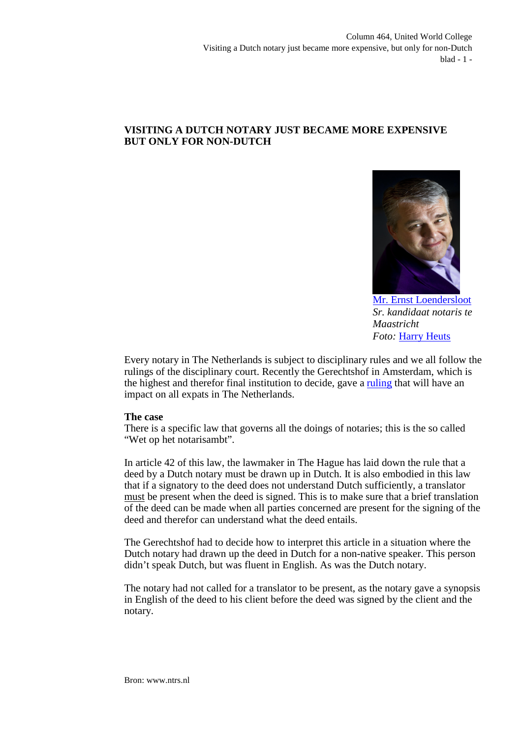# VISITING A DUTCH NOTARY JUST BECAME MORE EXPENSIVE BUT ONLY FOR NON-DUTCH

Mr. Ernst Loendersloot
*Sr. kandidaat notaris te Maastricht*
*Foto:* Harry Heuts

Every notary in The Netherlands is subject to disciplinary rules and we all follow the rulings of the disciplinary court. Recently the Gerechtshof in Amsterdam, which is the highest and therefor final institution to decide, gave a ruling that will have an impact on all expats in The Netherlands.

**The case**
There is a specific law that governs all the doings of notaries; this is the so called "Wet op het notarisambt".

In article 42 of this law, the lawmaker in The Hague has laid down the rule that a deed by a Dutch notary must be drawn up in Dutch. It is also embodied in this law that if a signatory to the deed does not understand Dutch sufficiently, a translator must be present when the deed is signed. This is to make sure that a brief translation of the deed can be made when all parties concerned are present for the signing of the deed and therefor can understand what the deed entails.

The Gerechtshof had to decide how to interpret this article in a situation where the Dutch notary had drawn up the deed in Dutch for a non-native speaker. This person didn't speak Dutch, but was fluent in English. As was the Dutch notary.

The notary had not called for a translator to be present, as the notary gave a synopsis in English of the deed to his client before the deed was signed by the client and the notary.

Bron: www.ntrs.nl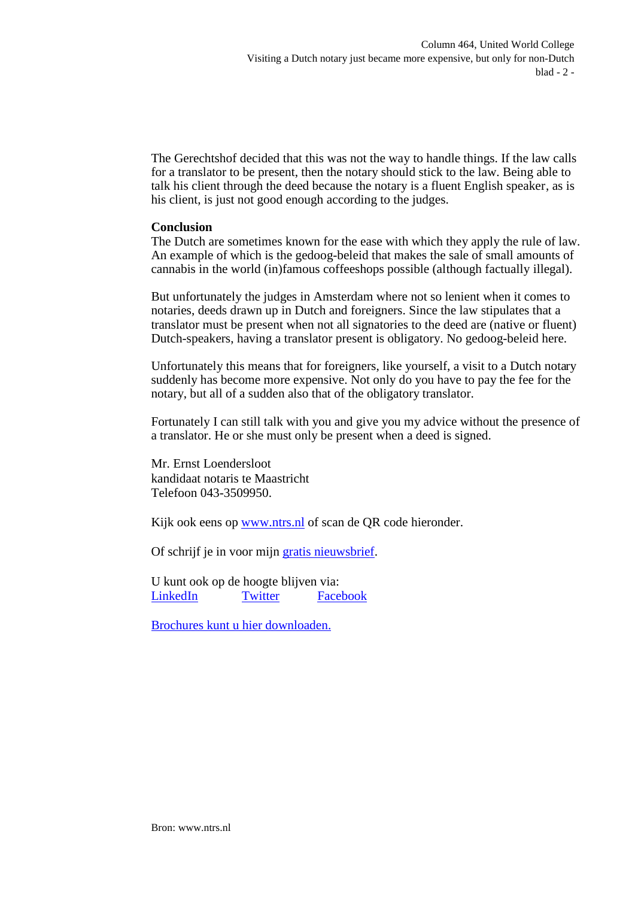The Gerechtshof decided that this was not the way to handle things. If the law calls for a translator to be present, then the notary should stick to the law. Being able to talk his client through the deed because the notary is a fluent English speaker, as is his client, is just not good enough according to the judges.

**Conclusion**

The Dutch are sometimes known for the ease with which they apply the rule of law. An example of which is the gedoog-beleid that makes the sale of small amounts of cannabis in the world (in)famous coffeeshops possible (although factually illegal).

But unfortunately the judges in Amsterdam where not so lenient when it comes to notaries, deeds drawn up in Dutch and foreigners. Since the law stipulates that a translator must be present when not all signatories to the deed are (native or fluent) Dutch-speakers, having a translator present is obligatory. No gedoog-beleid here.

Unfortunately this means that for foreigners, like yourself, a visit to a Dutch notary suddenly has become more expensive. Not only do you have to pay the fee for the notary, but all of a sudden also that of the obligatory translator.

Fortunately I can still talk with you and give you my advice without the presence of a translator. He or she must only be present when a deed is signed.

Mr. Ernst Loendersloot
kandidaat notaris te Maastricht
Telefoon 043-3509950.

Kijk ook eens op [www.ntrs.nl](www.ntrs.nl) of scan de QR code hieronder.

Of schrijf je in voor mijn gratis nieuwsbrief.

U kunt ook op de hoogte blijven via:
LinkedIn Twitter Facebook

Brochures kunt u hier downloaden.

Bron: www.ntrs.nl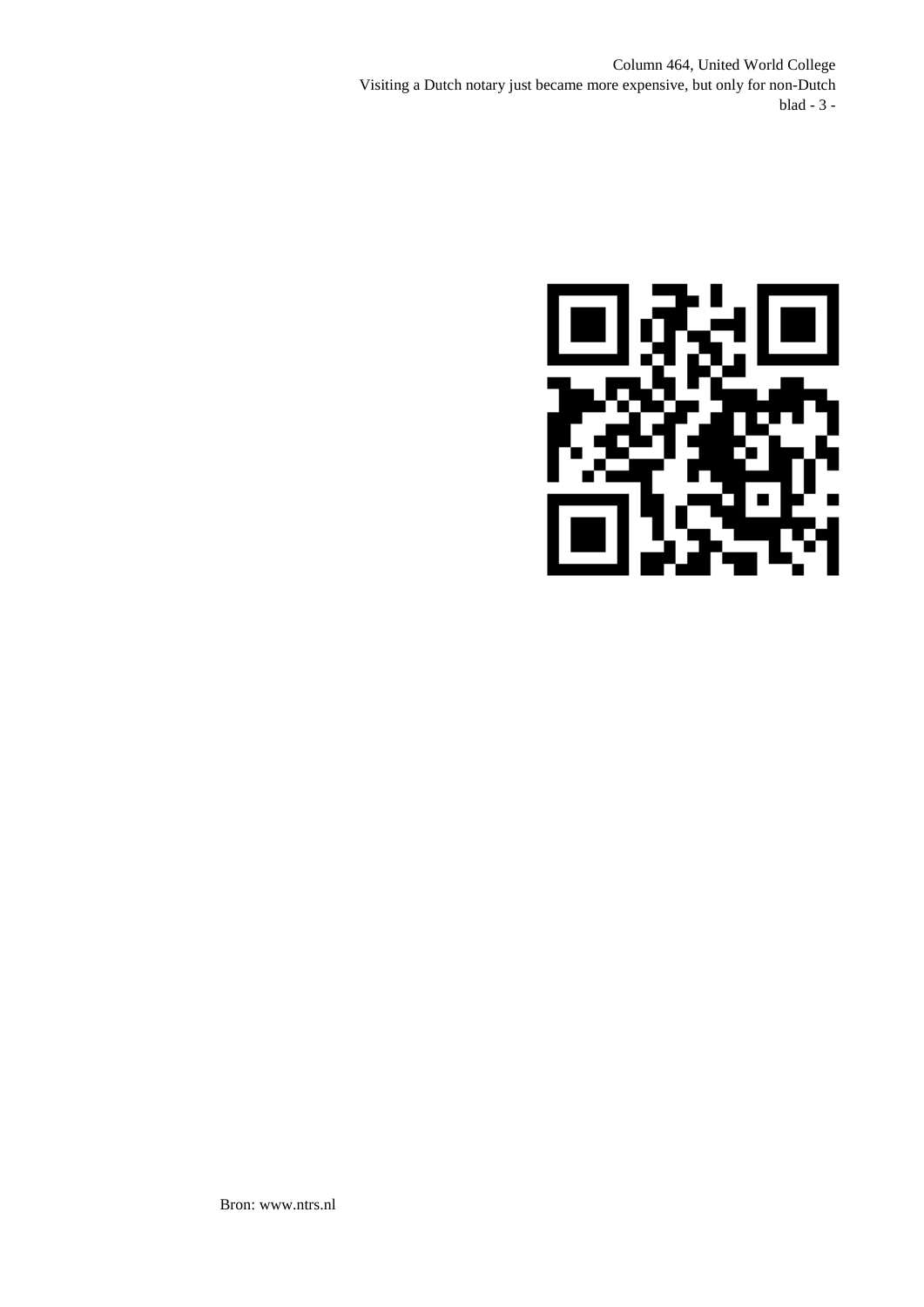Bron: www.ntrs.nl